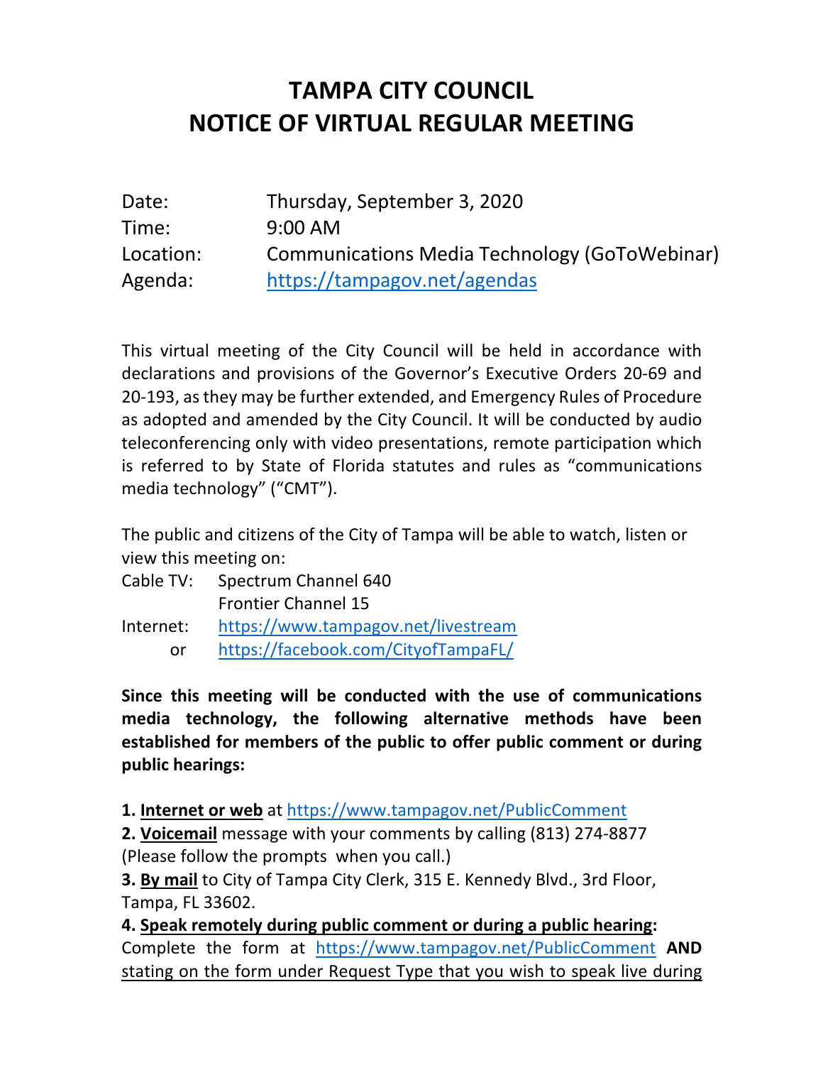# TAMPA CITY COUNCIL
# NOTICE OF VIRTUAL REGULAR MEETING

| | |
|---|---|
| Date: | Thursday, September 3, 2020 |
| Time: | 9:00 AM |
| Location: | Communications Media Technology (GoToWebinar) |
| Agenda: | https://tampagov.net/agendas |

This virtual meeting of the City Council will be held in accordance with declarations and provisions of the Governor's Executive Orders 20-69 and 20-193, as they may be further extended, and Emergency Rules of Procedure as adopted and amended by the City Council. It will be conducted by audio teleconferencing only with video presentations, remote participation which is referred to by State of Florida statutes and rules as "communications media technology" ("CMT").

The public and citizens of the City of Tampa will be able to watch, listen or view this meeting on:

Cable TV: Spectrum Channel 640
Frontier Channel 15
Internet: https://www.tampagov.net/livestream
or https://facebook.com/CityofTampaFL/

**Since this meeting will be conducted with the use of communications media technology, the following alternative methods have been established for members of the public to offer public comment or during public hearings:**

**1. Internet or web** at https://www.tampagov.net/PublicComment
**2. Voicemail** message with your comments by calling (813) 274-8877 (Please follow the prompts when you call.)
**3. By mail** to City of Tampa City Clerk, 315 E. Kennedy Blvd., 3rd Floor, Tampa, FL 33602.
**4. Speak remotely during public comment or during a public hearing:** Complete the form at https://www.tampagov.net/PublicComment **AND** stating on the form under Request Type that you wish to speak live during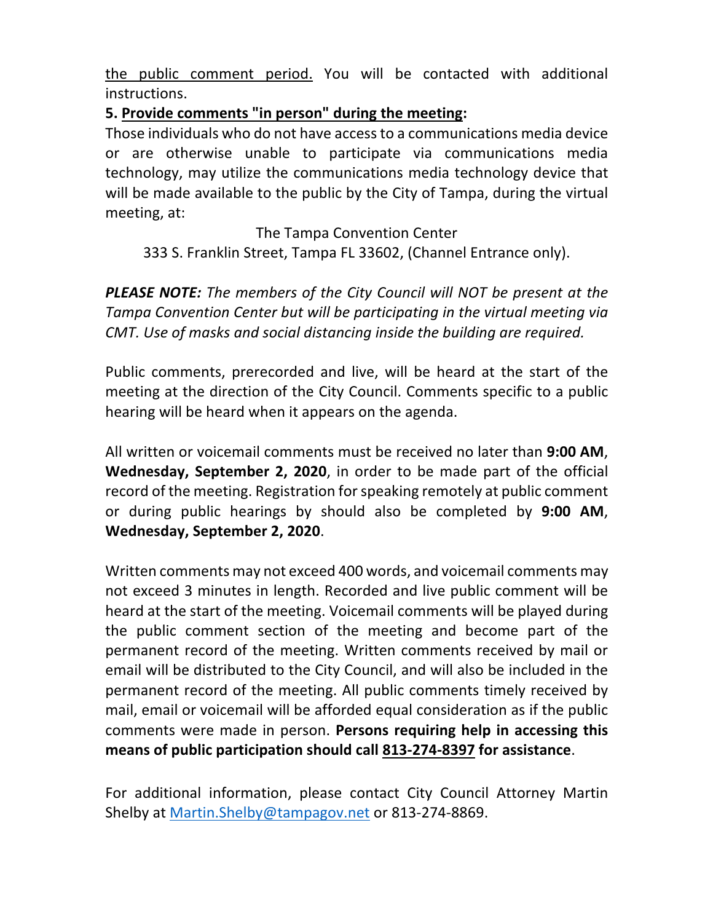the public comment period. You will be contacted with additional instructions.

**5. Provide comments "in person" during the meeting:**

Those individuals who do not have access to a communications media device or are otherwise unable to participate via communications media technology, may utilize the communications media technology device that will be made available to the public by the City of Tampa, during the virtual meeting, at:

The Tampa Convention Center
333 S. Franklin Street, Tampa FL 33602, (Channel Entrance only).

***PLEASE NOTE:*** *The members of the City Council will NOT be present at the Tampa Convention Center but will be participating in the virtual meeting via CMT. Use of masks and social distancing inside the building are required.*

Public comments, prerecorded and live, will be heard at the start of the meeting at the direction of the City Council. Comments specific to a public hearing will be heard when it appears on the agenda.

All written or voicemail comments must be received no later than **9:00 AM**, **Wednesday, September 2, 2020**, in order to be made part of the official record of the meeting. Registration for speaking remotely at public comment or during public hearings by should also be completed by **9:00 AM**, **Wednesday, September 2, 2020**.

Written comments may not exceed 400 words, and voicemail comments may not exceed 3 minutes in length. Recorded and live public comment will be heard at the start of the meeting. Voicemail comments will be played during the public comment section of the meeting and become part of the permanent record of the meeting. Written comments received by mail or email will be distributed to the City Council, and will also be included in the permanent record of the meeting. All public comments timely received by mail, email or voicemail will be afforded equal consideration as if the public comments were made in person. **Persons requiring help in accessing this means of public participation should call 813-274-8397 for assistance**.

For additional information, please contact City Council Attorney Martin Shelby at Martin.Shelby@tampagov.net or 813-274-8869.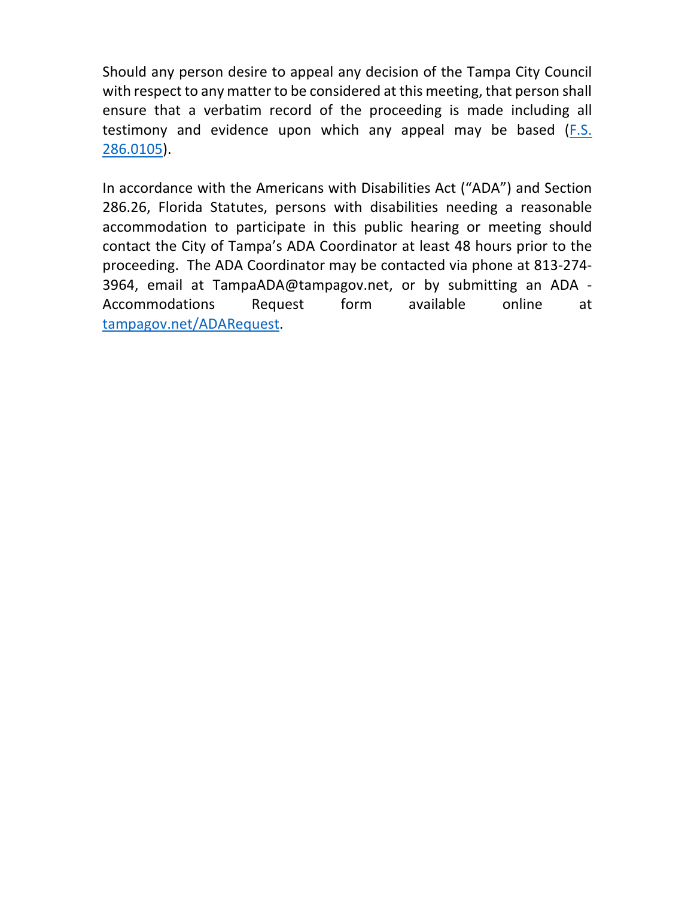Should any person desire to appeal any decision of the Tampa City Council with respect to any matter to be considered at this meeting, that person shall ensure that a verbatim record of the proceeding is made including all testimony and evidence upon which any appeal may be based ([F.S. 286.0105](F.S.%20286.0105)).

In accordance with the Americans with Disabilities Act ("ADA") and Section 286.26, Florida Statutes, persons with disabilities needing a reasonable accommodation to participate in this public hearing or meeting should contact the City of Tampa's ADA Coordinator at least 48 hours prior to the proceeding. The ADA Coordinator may be contacted via phone at 813-274-3964, email at TampaADA@tampagov.net, or by submitting an ADA - Accommodations Request form available online at [tampagov.net/ADARequest](tampagov.net/ADARequest).